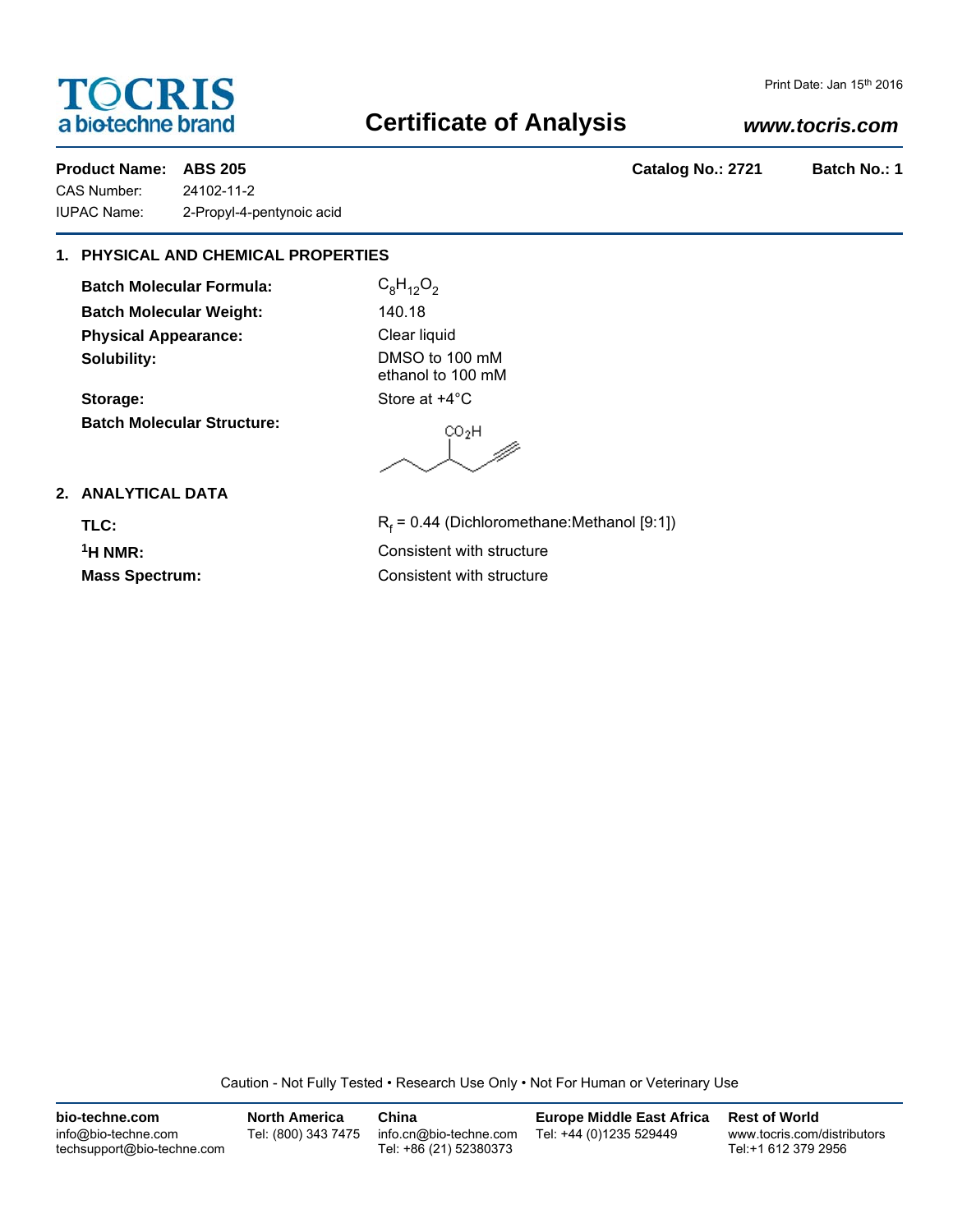**TOCRIS**
a bio-techne brand

Print Date: Jan 15th 2016

# Certificate of Analysis

*www.tocris.com*

**Product Name: ABS 205** **Catalog No.: 2721** **Batch No.: 1**

CAS Number: 24102-11-2
IUPAC Name: 2-Propyl-4-pentynoic acid

## 1. PHYSICAL AND CHEMICAL PROPERTIES

**Batch Molecular Formula:** $C_8H_{12}O_2$
**Batch Molecular Weight:** 140.18
**Physical Appearance:** Clear liquid
**Solubility:** DMSO to 100 mM
ethanol to 100 mM
**Storage:** Store at +4°C
**Batch Molecular Structure:**

## 2. ANALYTICAL DATA

**TLC:** $R_f$ = 0.44 (Dichloromethane:Methanol [9:1])
**$^1$H NMR:** Consistent with structure
**Mass Spectrum:** Consistent with structure

Caution - Not Fully Tested • Research Use Only • Not For Human or Veterinary Use

**bio-techne.com**
info@bio-techne.com
techsupport@bio-techne.com

**North America**
Tel: (800) 343 7475

**China**
info.cn@bio-techne.com
Tel: +86 (21) 52380373

**Europe Middle East Africa**
Tel: +44 (0)1235 529449

**Rest of World**
www.tocris.com/distributors
Tel:+1 612 379 2956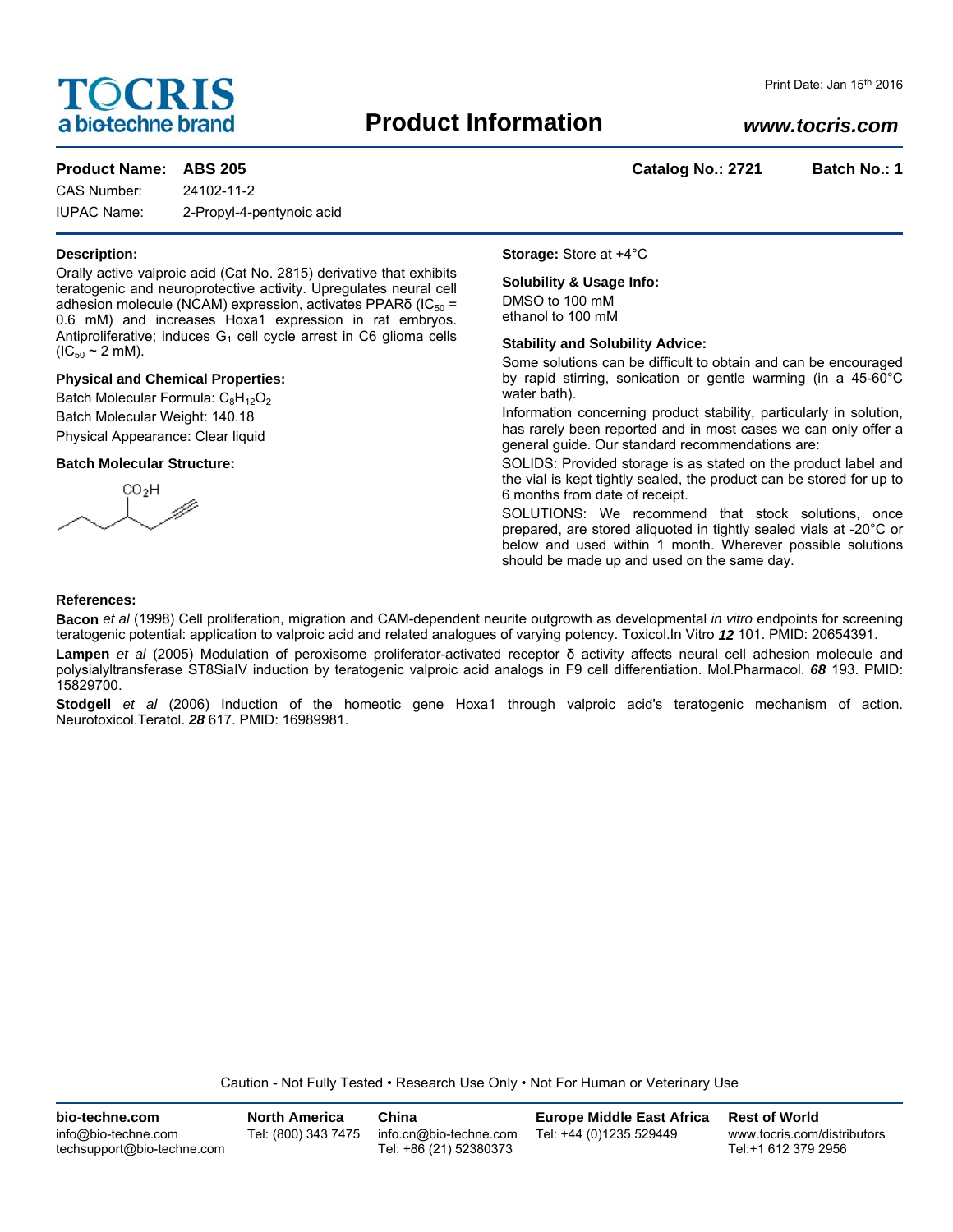Print Date: Jan 15th 2016

# Product Information

www.tocris.com

**Product Name: ABS 205** **Catalog No.: 2721** **Batch No.: 1**

CAS Number: 24102-11-2

IUPAC Name: 2-Propyl-4-pentynoic acid

### Description:

Orally active valproic acid (Cat No. 2815) derivative that exhibits teratogenic and neuroprotective activity. Upregulates neural cell adhesion molecule (NCAM) expression, activates PPARδ ($IC_{50}$ = 0.6 mM) and increases Hoxa1 expression in rat embryos. Antiproliferative; induces $G_1$ cell cycle arrest in C6 glioma cells ($IC_{50}$ ~ 2 mM).

### Physical and Chemical Properties:

Batch Molecular Formula: $C_8H_{12}O_2$

Batch Molecular Weight: 140.18

Physical Appearance: Clear liquid

### Batch Molecular Structure:

$CO_2H$

**Storage:** Store at +4°C

### Solubility & Usage Info:

DMSO to 100 mM
ethanol to 100 mM

### Stability and Solubility Advice:

Some solutions can be difficult to obtain and can be encouraged by rapid stirring, sonication or gentle warming (in a 45-60°C water bath).

Information concerning product stability, particularly in solution, has rarely been reported and in most cases we can only offer a general guide. Our standard recommendations are:

SOLIDS: Provided storage is as stated on the product label and the vial is kept tightly sealed, the product can be stored for up to 6 months from date of receipt.

SOLUTIONS: We recommend that stock solutions, once prepared, are stored aliquoted in tightly sealed vials at -20°C or below and used within 1 month. Wherever possible solutions should be made up and used on the same day.

### References:

**Bacon** *et al* (1998) Cell proliferation, migration and CAM-dependent neurite outgrowth as developmental *in vitro* endpoints for screening teratogenic potential: application to valproic acid and related analogues of varying potency. Toxicol.In Vitro ***12*** 101. PMID: 20654391.

**Lampen** *et al* (2005) Modulation of peroxisome proliferator-activated receptor δ activity affects neural cell adhesion molecule and polysialyltransferase ST8SiaIV induction by teratogenic valproic acid analogs in F9 cell differentiation. Mol.Pharmacol. ***68*** 193. PMID: 15829700.

**Stodgell** *et al* (2006) Induction of the homeotic gene Hoxa1 through valproic acid's teratogenic mechanism of action. Neurotoxicol.Teratol. ***28*** 617. PMID: 16989981.

Caution - Not Fully Tested • Research Use Only • Not For Human or Veterinary Use

**bio-techne.com**
info@bio-techne.com
techsupport@bio-techne.com

**North America**
Tel: (800) 343 7475

**China**
info.cn@bio-techne.com
Tel: +86 (21) 52380373

**Europe Middle East Africa**
Tel: +44 (0)1235 529449

**Rest of World**
www.tocris.com/distributors
Tel:+1 612 379 2956